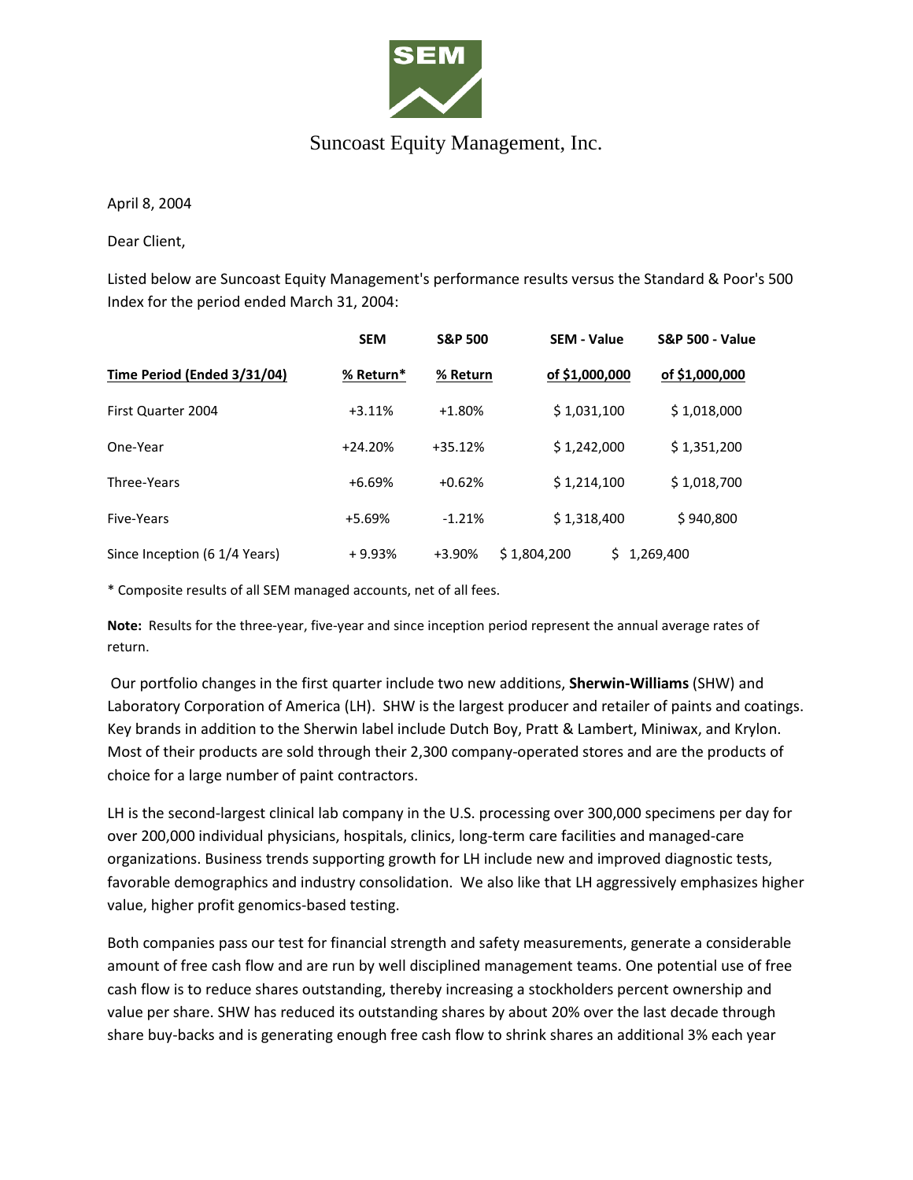# Suncoast Equity Management, Inc.

April 8, 2004

Dear Client,

Listed below are Suncoast Equity Management's performance results versus the Standard & Poor's 500 Index for the period ended March 31, 2004:

| Time Period (Ended 3/31/04) | SEM % Return* | S&P 500 % Return | SEM - Value of $1,000,000 | S&P 500 - Value of $1,000,000 |
|---|---|---|---|---|
| First Quarter 2004 | +3.11% | +1.80% | $ 1,031,100 | $ 1,018,000 |
| One-Year | +24.20% | +35.12% | $ 1,242,000 | $ 1,351,200 |
| Three-Years | +6.69% | +0.62% | $ 1,214,100 | $ 1,018,700 |
| Five-Years | +5.69% | -1.21% | $ 1,318,400 | $ 940,800 |
| Since Inception (6 1/4 Years) | + 9.93% | +3.90% | $ 1,804,200 | $ 1,269,400 |

* Composite results of all SEM managed accounts, net of all fees.

**Note:** Results for the three-year, five-year and since inception period represent the annual average rates of return.

Our portfolio changes in the first quarter include two new additions, **Sherwin-Williams** (SHW) and Laboratory Corporation of America (LH). SHW is the largest producer and retailer of paints and coatings. Key brands in addition to the Sherwin label include Dutch Boy, Pratt & Lambert, Miniwax, and Krylon. Most of their products are sold through their 2,300 company-operated stores and are the products of choice for a large number of paint contractors.

LH is the second-largest clinical lab company in the U.S. processing over 300,000 specimens per day for over 200,000 individual physicians, hospitals, clinics, long-term care facilities and managed-care organizations. Business trends supporting growth for LH include new and improved diagnostic tests, favorable demographics and industry consolidation. We also like that LH aggressively emphasizes higher value, higher profit genomics-based testing.

Both companies pass our test for financial strength and safety measurements, generate a considerable amount of free cash flow and are run by well disciplined management teams. One potential use of free cash flow is to reduce shares outstanding, thereby increasing a stockholders percent ownership and value per share. SHW has reduced its outstanding shares by about 20% over the last decade through share buy-backs and is generating enough free cash flow to shrink shares an additional 3% each year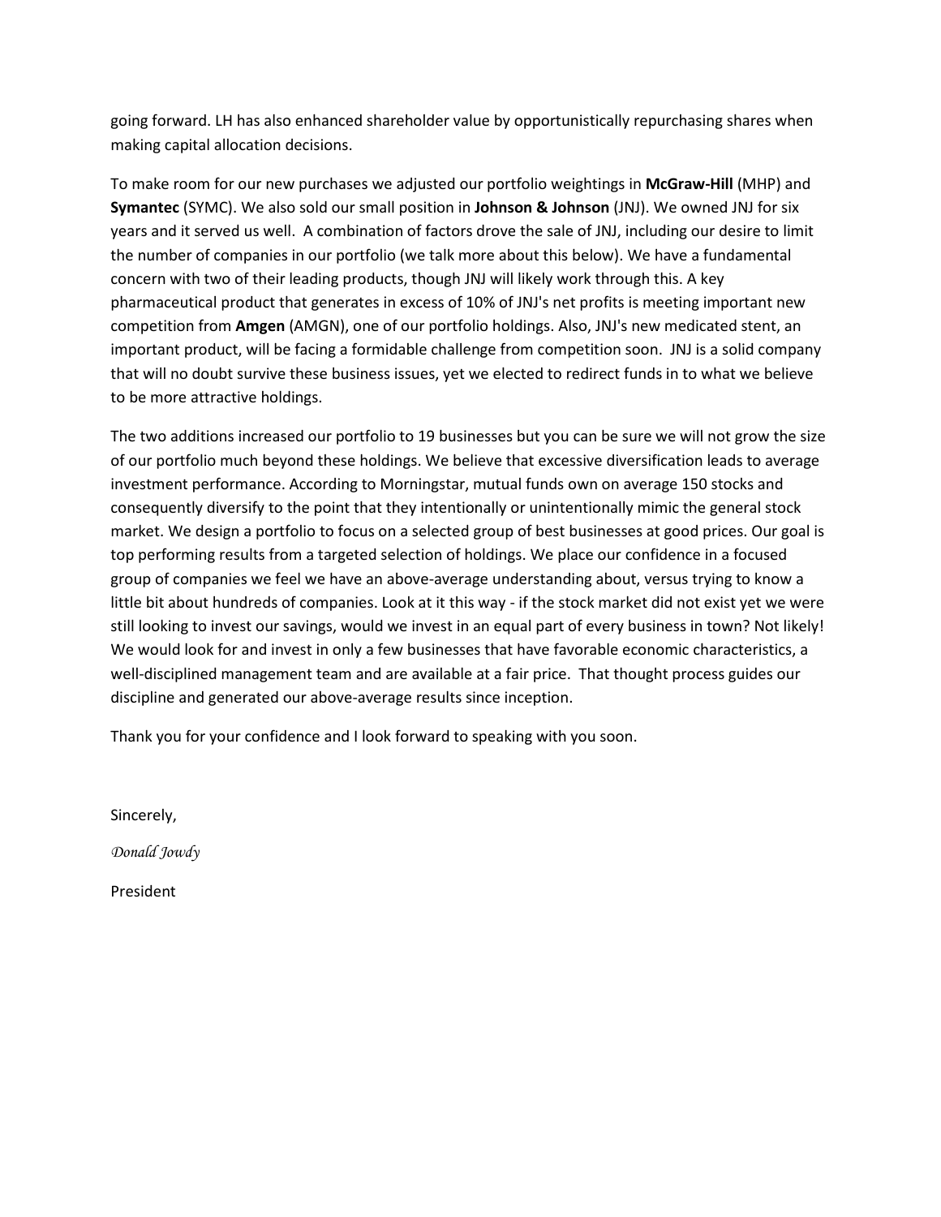going forward. LH has also enhanced shareholder value by opportunistically repurchasing shares when making capital allocation decisions.

To make room for our new purchases we adjusted our portfolio weightings in **McGraw-Hill** (MHP) and **Symantec** (SYMC). We also sold our small position in **Johnson & Johnson** (JNJ). We owned JNJ for six years and it served us well. A combination of factors drove the sale of JNJ, including our desire to limit the number of companies in our portfolio (we talk more about this below). We have a fundamental concern with two of their leading products, though JNJ will likely work through this. A key pharmaceutical product that generates in excess of 10% of JNJ's net profits is meeting important new competition from **Amgen** (AMGN), one of our portfolio holdings. Also, JNJ's new medicated stent, an important product, will be facing a formidable challenge from competition soon. JNJ is a solid company that will no doubt survive these business issues, yet we elected to redirect funds in to what we believe to be more attractive holdings.

The two additions increased our portfolio to 19 businesses but you can be sure we will not grow the size of our portfolio much beyond these holdings. We believe that excessive diversification leads to average investment performance. According to Morningstar, mutual funds own on average 150 stocks and consequently diversify to the point that they intentionally or unintentionally mimic the general stock market. We design a portfolio to focus on a selected group of best businesses at good prices. Our goal is top performing results from a targeted selection of holdings. We place our confidence in a focused group of companies we feel we have an above-average understanding about, versus trying to know a little bit about hundreds of companies. Look at it this way - if the stock market did not exist yet we were still looking to invest our savings, would we invest in an equal part of every business in town? Not likely! We would look for and invest in only a few businesses that have favorable economic characteristics, a well-disciplined management team and are available at a fair price. That thought process guides our discipline and generated our above-average results since inception.

Thank you for your confidence and I look forward to speaking with you soon.

Sincerely,

*Donald Jowdy*

President